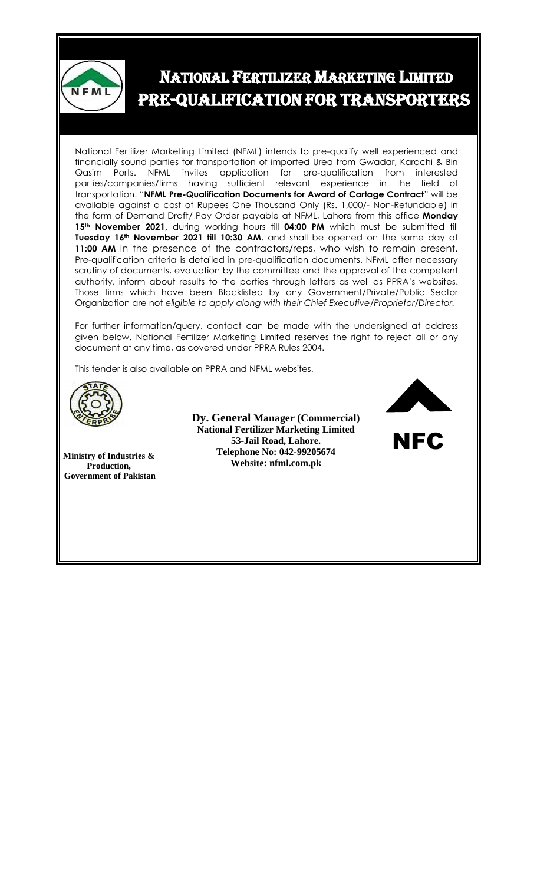# National Fertilizer Marketing Limited
# PRE-QUALIFICATION FOR TRANSPORTERS

National Fertilizer Marketing Limited (NFML) intends to pre-qualify well experienced and financially sound parties for transportation of imported Urea from Gwadar, Karachi & Bin Qasim Ports. NFML invites application for pre-qualification from interested parties/companies/firms having sufficient relevant experience in the field of transportation. "**NFML Pre-Qualification Documents for Award of Cartage Contract**" will be available against a cost of Rupees One Thousand Only (Rs. 1,000/- Non-Refundable) in the form of Demand Draft/ Pay Order payable at NFML, Lahore from this office **Monday 15th November 2021,** during working hours till **04:00 PM** which must be submitted till **Tuesday 16th November 2021 till 10:30 AM**, and shall be opened on the same day at **11:00 AM** in the presence of the contractors/reps, who wish to remain present. Pre-qualification criteria is detailed in pre-qualification documents. NFML after necessary scrutiny of documents, evaluation by the committee and the approval of the competent authority, inform about results to the parties through letters as well as PPRA's websites. Those firms which have been Blacklisted by any Government/Private/Public Sector Organization are not *eligible to apply along with their Chief Executive/Proprietor/Director.*

For further information/query, contact can be made with the undersigned at address given below. National Fertilizer Marketing Limited reserves the right to reject all or any document at any time, as covered under PPRA Rules 2004.

This tender is also available on PPRA and NFML websites.

**Ministry of Industries & Production, Government of Pakistan**

**Dy. General Manager (Commercial)**
**National Fertilizer Marketing Limited**
**53-Jail Road, Lahore.**
**Telephone No: 042-99205674**
**Website: nfml.com.pk**

NFC